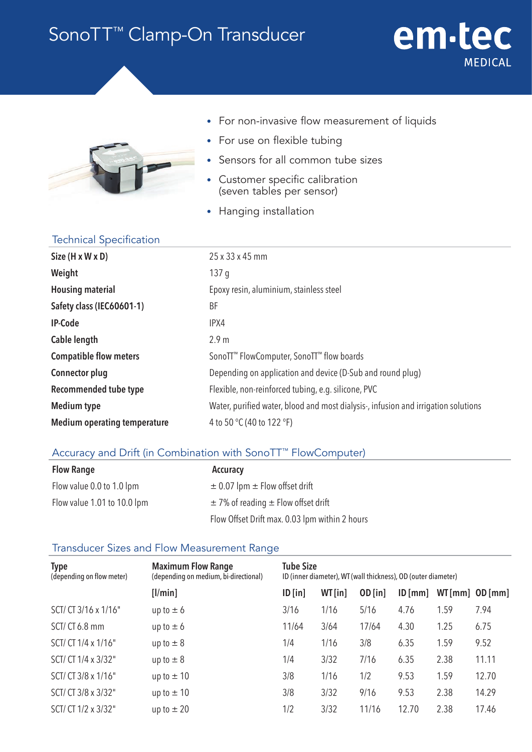# SonoTT™ Clamp-On Transducer

em·tec MEDICAL

- For non-invasive flow measurement of liquids
- For use on flexible tubing
- Sensors for all common tube sizes
- Customer specific calibration (seven tables per sensor)
- Hanging installation

## Technical Specification

| | |
|---|---|
| **Size (H x W x D)** | 25 x 33 x 45 mm |
| **Weight** | 137 g |
| **Housing material** | Epoxy resin, aluminium, stainless steel |
| **Safety class (IEC60601-1)** | BF |
| **IP-Code** | IPX4 |
| **Cable length** | 2.9 m |
| **Compatible flow meters** | SonoTT™ FlowComputer, SonoTT™ flow boards |
| **Connector plug** | Depending on application and device (D-Sub and round plug) |
| **Recommended tube type** | Flexible, non-reinforced tubing, e.g. silicone, PVC |
| **Medium type** | Water, purified water, blood and most dialysis-, infusion and irrigation solutions |
| **Medium operating temperature** | 4 to 50 °C (40 to 122 °F) |

## Accuracy and Drift (in Combination with SonoTT™ FlowComputer)

| Flow Range | Accuracy |
|---|---|
| Flow value 0.0 to 1.0 lpm | ± 0.07 lpm ± Flow offset drift |
| Flow value 1.01 to 10.0 lpm | ± 7% of reading ± Flow offset drift |
| | Flow Offset Drift max. 0.03 lpm within 2 hours |

## Transducer Sizes and Flow Measurement Range

| Type (depending on flow meter) | Maximum Flow Range (depending on medium, bi-directional) | Tube Size ID (inner diameter), WT (wall thickness), OD (outer diameter) | | | | | |
|---|---|---|---|---|---|---|---|
| | [l/min] | ID [in] | WT [in] | OD [in] | ID [mm] | WT [mm] | OD [mm] |
| SCT/ CT 3/16 x 1/16" | up to ± 6 | 3/16 | 1/16 | 5/16 | 4.76 | 1.59 | 7.94 |
| SCT/ CT 6.8 mm | up to ± 6 | 11/64 | 3/64 | 17/64 | 4.30 | 1.25 | 6.75 |
| SCT/ CT 1/4 x 1/16" | up to ± 8 | 1/4 | 1/16 | 3/8 | 6.35 | 1.59 | 9.52 |
| SCT/ CT 1/4 x 3/32" | up to ± 8 | 1/4 | 3/32 | 7/16 | 6.35 | 2.38 | 11.11 |
| SCT/ CT 3/8 x 1/16" | up to ± 10 | 3/8 | 1/16 | 1/2 | 9.53 | 1.59 | 12.70 |
| SCT/ CT 3/8 x 3/32" | up to ± 10 | 3/8 | 3/32 | 9/16 | 9.53 | 2.38 | 14.29 |
| SCT/ CT 1/2 x 3/32" | up to ± 20 | 1/2 | 3/32 | 11/16 | 12.70 | 2.38 | 17.46 |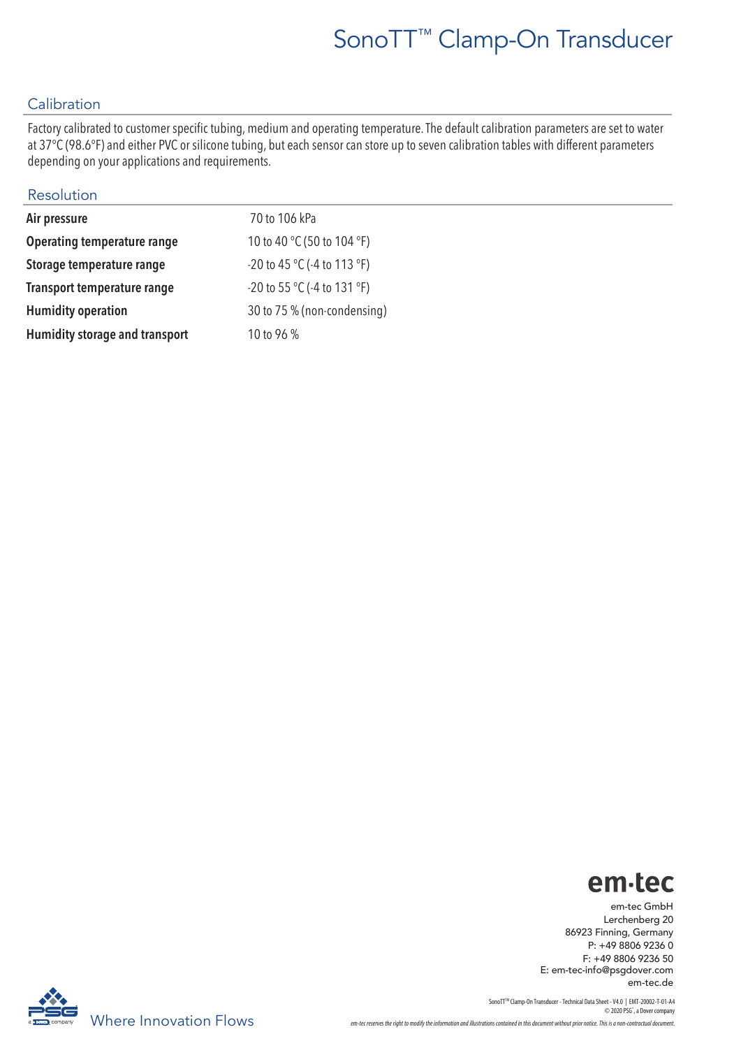## Calibration

Factory calibrated to customer specific tubing, medium and operating temperature. The default calibration parameters are set to water at 37°C (98.6°F) and either PVC or silicone tubing, but each sensor can store up to seven calibration tables with different parameters depending on your applications and requirements.

## Resolution

| | |
|---|---|
| **Air pressure** | 70 to 106 kPa |
| **Operating temperature range** | 10 to 40 °C (50 to 104 °F) |
| **Storage temperature range** | -20 to 45 °C (-4 to 113 °F) |
| **Transport temperature range** | -20 to 55 °C (-4 to 131 °F) |
| **Humidity operation** | 30 to 75 % (non-condensing) |
| **Humidity storage and transport** | 10 to 96 % |

em·tec

em-tec GmbH
Lerchenberg 20
86923 Finning, Germany
P: +49 8806 9236 0
F: +49 8806 9236 50
E: em-tec-info@psgdover.com
em-tec.de

Where Innovation Flows

SonoTT™ Clamp-On Transducer - Technical Data Sheet - V4.0 | EMT-20002-T-01-A4
© 2020 PSG®, a Dover company

*em-tec reserves the right to modify the information and illustrations contained in this document without prior notice. This is a non-contractual document.*